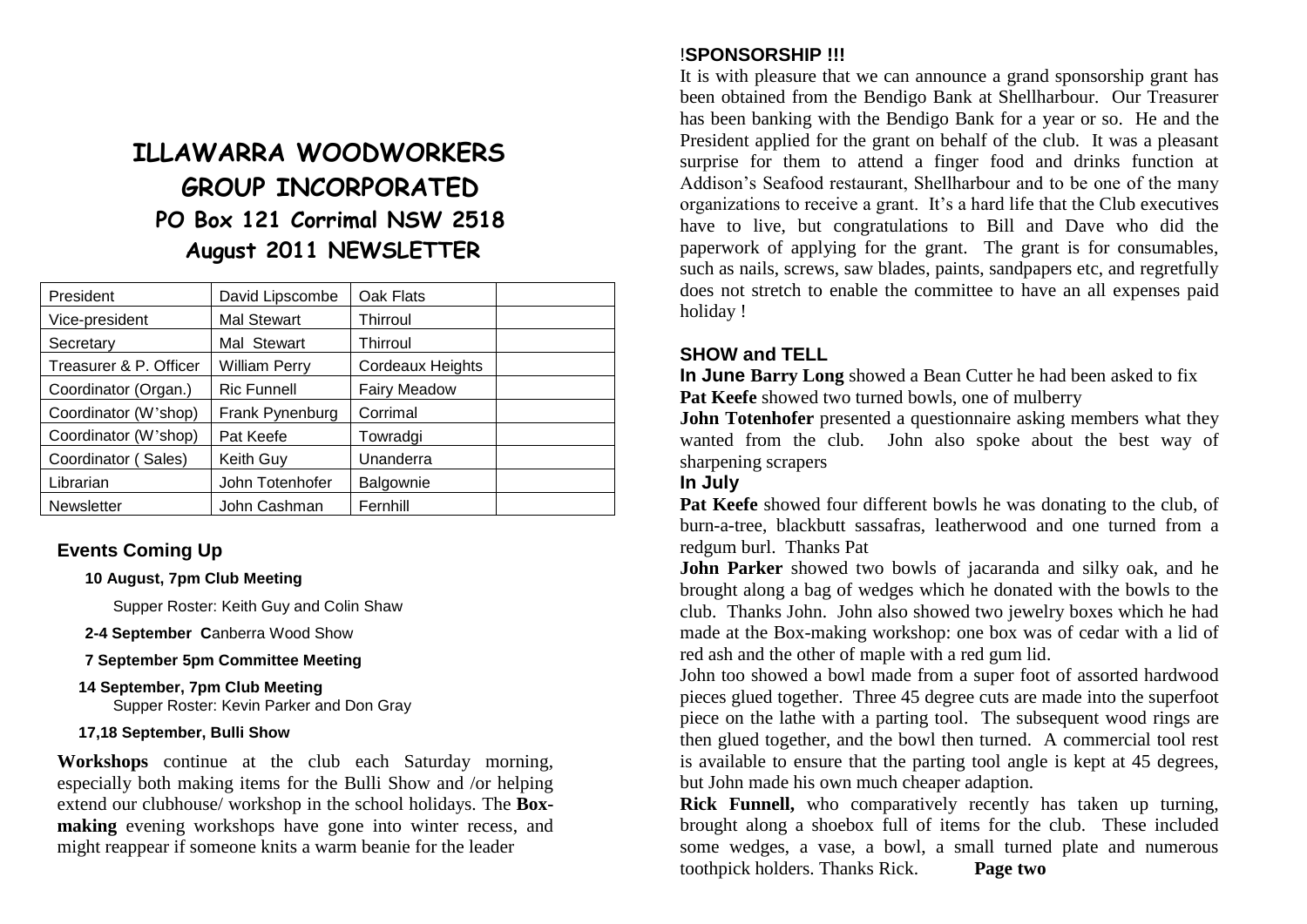# ILLAWARRA WOODWORKERS GROUP INCORPORATED

## PO Box 121 Corrimal NSW 2518

## August 2011 NEWSLETTER

| | | | |
|---|---|---|---|
| President | David Lipscombe | Oak Flats | |
| Vice-president | Mal Stewart | Thirroul | |
| Secretary | Mal Stewart | Thirroul | |
| Treasurer & P. Officer | William Perry | Cordeaux Heights | |
| Coordinator (Organ.) | Ric Funnell | Fairy Meadow | |
| Coordinator (W'shop) | Frank Pynenburg | Corrimal | |
| Coordinator (W'shop) | Pat Keefe | Towradgi | |
| Coordinator ( Sales) | Keith Guy | Unanderra | |
| Librarian | John Totenhofer | Balgownie | |
| Newsletter | John Cashman | Fernhill | |

### Events Coming Up

**10 August, 7pm Club Meeting**

Supper Roster: Keith Guy and Colin Shaw

**2-4 September Canberra Wood Show**

**7 September 5pm Committee Meeting**

**14 September, 7pm Club Meeting**

Supper Roster: Kevin Parker and Don Gray

**17,18 September, Bulli Show**

**Workshops** continue at the club each Saturday morning, especially both making items for the Bulli Show and /or helping extend our clubhouse/ workshop in the school holidays. The **Box-making** evening workshops have gone into winter recess, and might reappear if someone knits a warm beanie for the leader

### !SPONSORSHIP !!!

It is with pleasure that we can announce a grand sponsorship grant has been obtained from the Bendigo Bank at Shellharbour. Our Treasurer has been banking with the Bendigo Bank for a year or so. He and the President applied for the grant on behalf of the club. It was a pleasant surprise for them to attend a finger food and drinks function at Addison's Seafood restaurant, Shellharbour and to be one of the many organizations to receive a grant. It's a hard life that the Club executives have to live, but congratulations to Bill and Dave who did the paperwork of applying for the grant. The grant is for consumables, such as nails, screws, saw blades, paints, sandpapers etc, and regretfully does not stretch to enable the committee to have an all expenses paid holiday !

### SHOW and TELL

**In June Barry Long** showed a Bean Cutter he had been asked to fix

**Pat Keefe** showed two turned bowls, one of mulberry

**John Totenhofer** presented a questionnaire asking members what they wanted from the club. John also spoke about the best way of sharpening scrapers

**In July**

**Pat Keefe** showed four different bowls he was donating to the club, of burn-a-tree, blackbutt sassafras, leatherwood and one turned from a redgum burl. Thanks Pat

**John Parker** showed two bowls of jacaranda and silky oak, and he brought along a bag of wedges which he donated with the bowls to the club. Thanks John. John also showed two jewelry boxes which he had made at the Box-making workshop: one box was of cedar with a lid of red ash and the other of maple with a red gum lid.

John too showed a bowl made from a super foot of assorted hardwood pieces glued together. Three 45 degree cuts are made into the superfoot piece on the lathe with a parting tool. The subsequent wood rings are then glued together, and the bowl then turned. A commercial tool rest is available to ensure that the parting tool angle is kept at 45 degrees, but John made his own much cheaper adaption.

**Rick Funnell,** who comparatively recently has taken up turning, brought along a shoebox full of items for the club. These included some wedges, a vase, a bowl, a small turned plate and numerous toothpick holders. Thanks Rick. **Page two**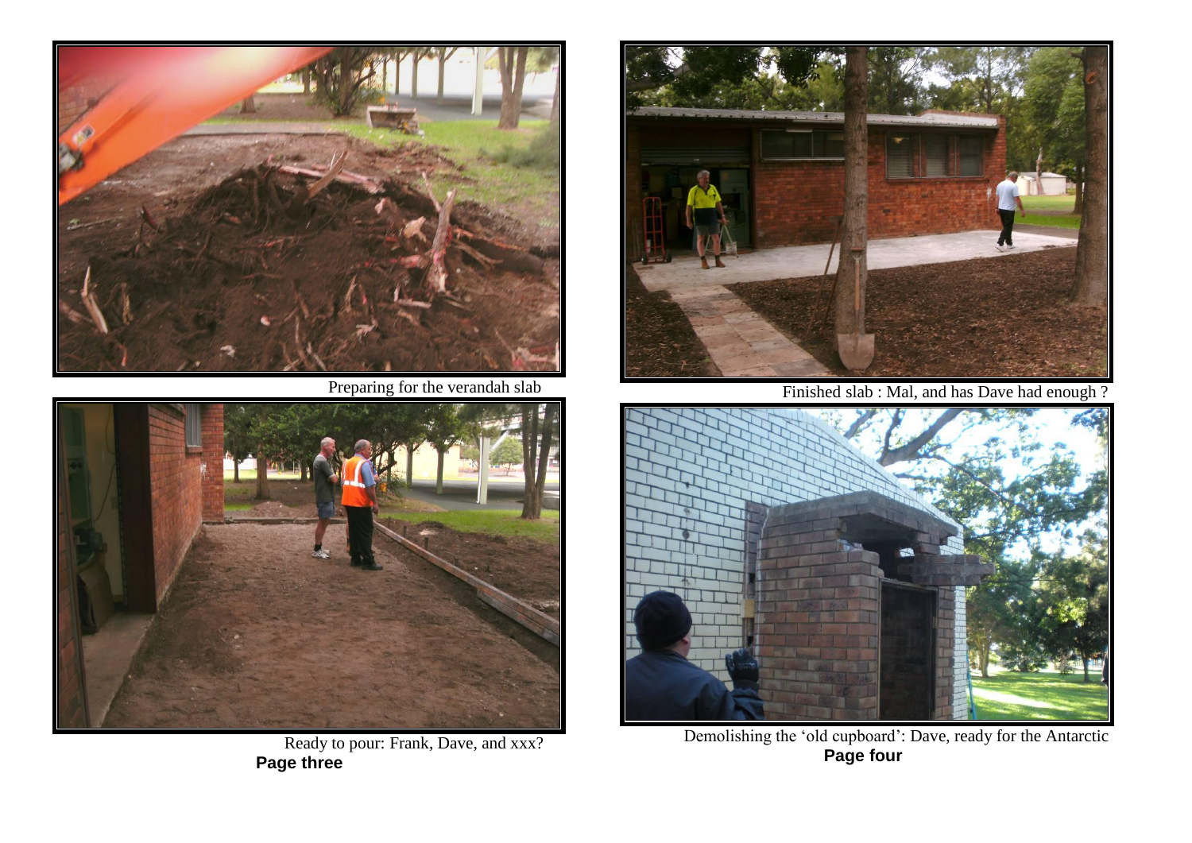Preparing for the verandah slab

Ready to pour: Frank, Dave, and xxx?

Finished slab : Mal, and has Dave had enough ?

Demolishing the 'old cupboard': Dave, ready for the Antarctic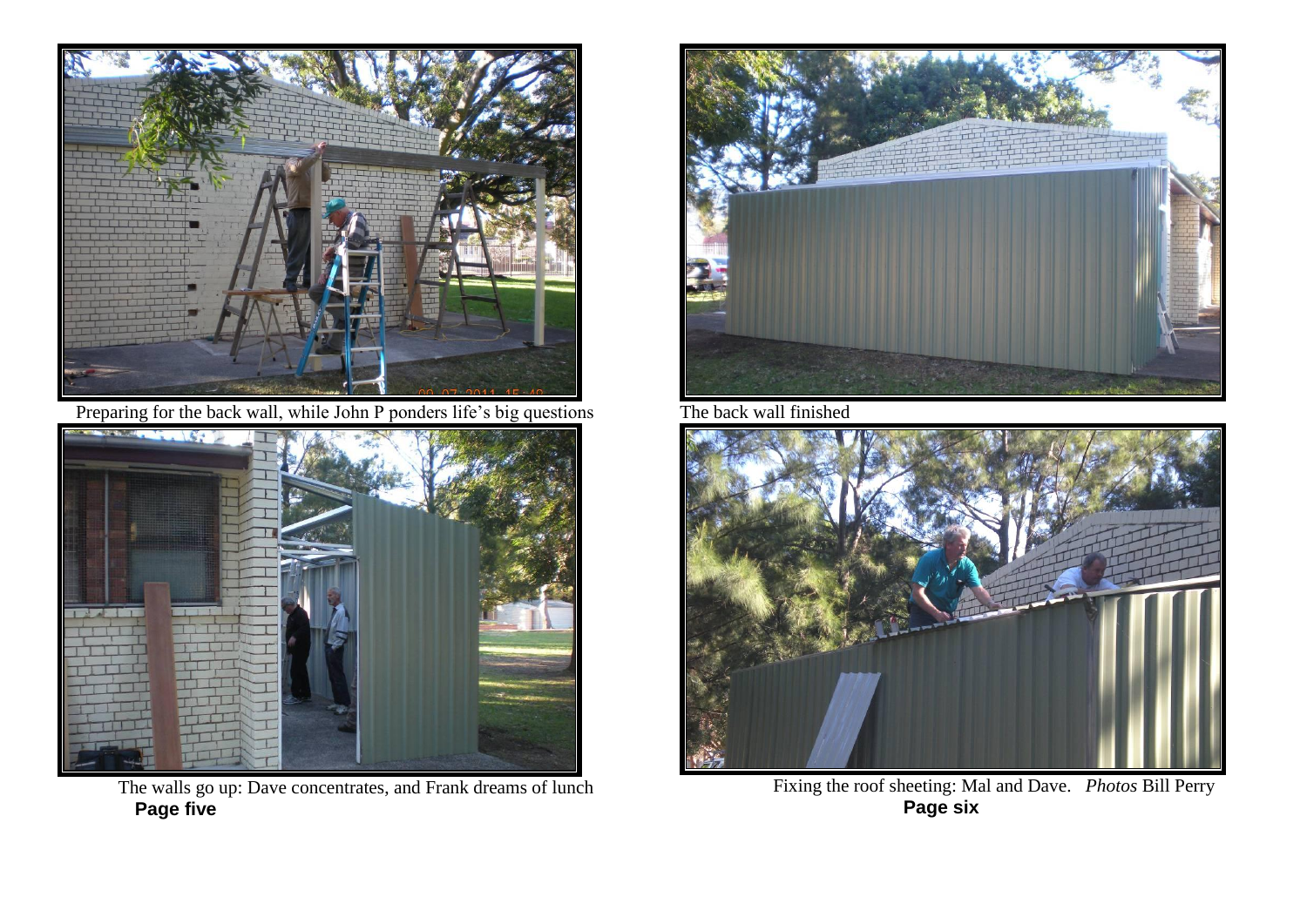Preparing for the back wall, while John P ponders life's big questions

The back wall finished

The walls go up: Dave concentrates, and Frank dreams of lunch

Fixing the roof sheeting: Mal and Dave. *Photos* Bill Perry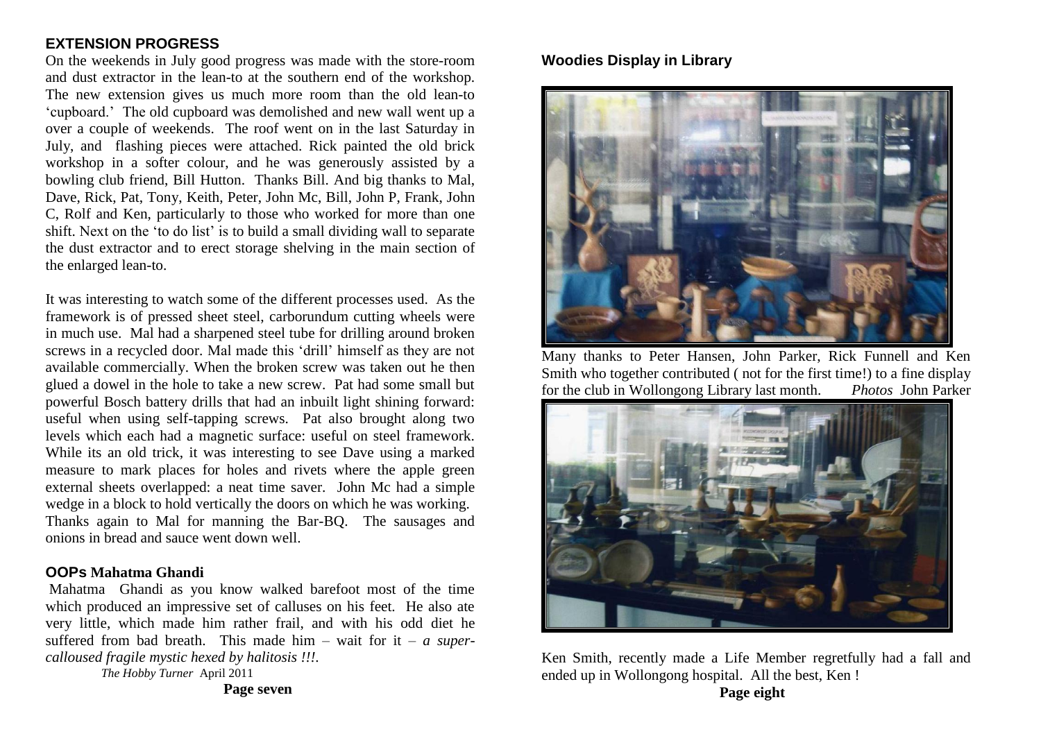## EXTENSION PROGRESS

On the weekends in July good progress was made with the store-room and dust extractor in the lean-to at the southern end of the workshop. The new extension gives us much more room than the old lean-to 'cupboard.' The old cupboard was demolished and new wall went up a over a couple of weekends. The roof went on in the last Saturday in July, and flashing pieces were attached. Rick painted the old brick workshop in a softer colour, and he was generously assisted by a bowling club friend, Bill Hutton. Thanks Bill. And big thanks to Mal, Dave, Rick, Pat, Tony, Keith, Peter, John Mc, Bill, John P, Frank, John C, Rolf and Ken, particularly to those who worked for more than one shift. Next on the 'to do list' is to build a small dividing wall to separate the dust extractor and to erect storage shelving in the main section of the enlarged lean-to.

It was interesting to watch some of the different processes used. As the framework is of pressed sheet steel, carborundum cutting wheels were in much use. Mal had a sharpened steel tube for drilling around broken screws in a recycled door. Mal made this 'drill' himself as they are not available commercially. When the broken screw was taken out he then glued a dowel in the hole to take a new screw. Pat had some small but powerful Bosch battery drills that had an inbuilt light shining forward: useful when using self-tapping screws. Pat also brought along two levels which each had a magnetic surface: useful on steel framework. While its an old trick, it was interesting to see Dave using a marked measure to mark places for holes and rivets where the apple green external sheets overlapped: a neat time saver. John Mc had a simple wedge in a block to hold vertically the doors on which he was working. Thanks again to Mal for manning the Bar-BQ. The sausages and onions in bread and sauce went down well.

## OOPs Mahatma Ghandi

Mahatma Ghandi as you know walked barefoot most of the time which produced an impressive set of calluses on his feet. He also ate very little, which made him rather frail, and with his odd diet he suffered from bad breath. This made him – wait for it – *a super-calloused fragile mystic hexed by halitosis !!!*.

*The Hobby Turner* April 2011

## Woodies Display in Library

Many thanks to Peter Hansen, John Parker, Rick Funnell and Ken Smith who together contributed ( not for the first time!) to a fine display for the club in Wollongong Library last month. *Photos* John Parker

Ken Smith, recently made a Life Member regretfully had a fall and ended up in Wollongong hospital. All the best, Ken !